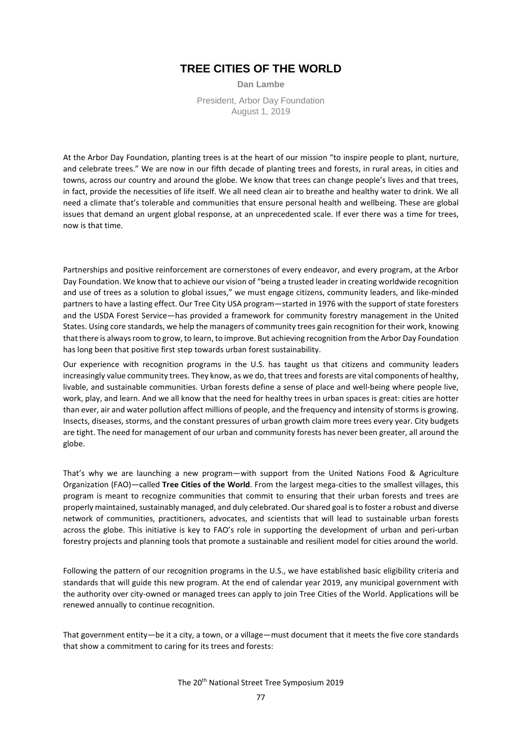# TREE CITIES OF THE WORLD

**Dan Lambe**

President, Arbor Day Foundation
August 1, 2019

At the Arbor Day Foundation, planting trees is at the heart of our mission "to inspire people to plant, nurture, and celebrate trees." We are now in our fifth decade of planting trees and forests, in rural areas, in cities and towns, across our country and around the globe. We know that trees can change people's lives and that trees, in fact, provide the necessities of life itself. We all need clean air to breathe and healthy water to drink. We all need a climate that's tolerable and communities that ensure personal health and wellbeing. These are global issues that demand an urgent global response, at an unprecedented scale. If ever there was a time for trees, now is that time.

Partnerships and positive reinforcement are cornerstones of every endeavor, and every program, at the Arbor Day Foundation. We know that to achieve our vision of "being a trusted leader in creating worldwide recognition and use of trees as a solution to global issues," we must engage citizens, community leaders, and like-minded partners to have a lasting effect. Our Tree City USA program—started in 1976 with the support of state foresters and the USDA Forest Service—has provided a framework for community forestry management in the United States. Using core standards, we help the managers of community trees gain recognition for their work, knowing that there is always room to grow, to learn, to improve. But achieving recognition from the Arbor Day Foundation has long been that positive first step towards urban forest sustainability.

Our experience with recognition programs in the U.S. has taught us that citizens and community leaders increasingly value community trees. They know, as we do, that trees and forests are vital components of healthy, livable, and sustainable communities. Urban forests define a sense of place and well-being where people live, work, play, and learn. And we all know that the need for healthy trees in urban spaces is great: cities are hotter than ever, air and water pollution affect millions of people, and the frequency and intensity of storms is growing. Insects, diseases, storms, and the constant pressures of urban growth claim more trees every year. City budgets are tight. The need for management of our urban and community forests has never been greater, all around the globe.

That's why we are launching a new program—with support from the United Nations Food & Agriculture Organization (FAO)—called **Tree Cities of the World**. From the largest mega-cities to the smallest villages, this program is meant to recognize communities that commit to ensuring that their urban forests and trees are properly maintained, sustainably managed, and duly celebrated. Our shared goal is to foster a robust and diverse network of communities, practitioners, advocates, and scientists that will lead to sustainable urban forests across the globe. This initiative is key to FAO's role in supporting the development of urban and peri-urban forestry projects and planning tools that promote a sustainable and resilient model for cities around the world.

Following the pattern of our recognition programs in the U.S., we have established basic eligibility criteria and standards that will guide this new program. At the end of calendar year 2019, any municipal government with the authority over city-owned or managed trees can apply to join Tree Cities of the World. Applications will be renewed annually to continue recognition.

That government entity—be it a city, a town, or a village—must document that it meets the five core standards that show a commitment to caring for its trees and forests: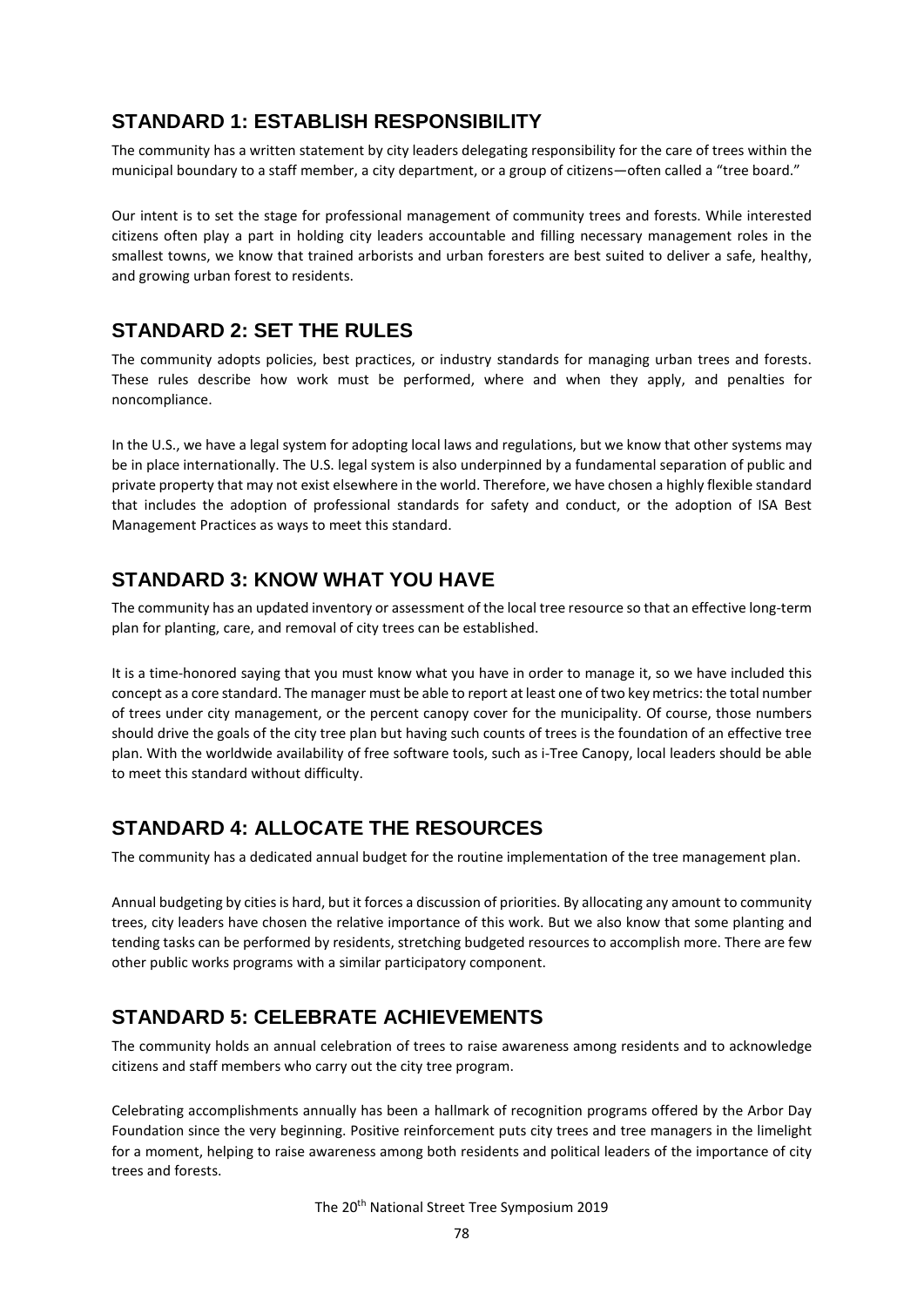## STANDARD 1: ESTABLISH RESPONSIBILITY

The community has a written statement by city leaders delegating responsibility for the care of trees within the municipal boundary to a staff member, a city department, or a group of citizens—often called a "tree board."

Our intent is to set the stage for professional management of community trees and forests. While interested citizens often play a part in holding city leaders accountable and filling necessary management roles in the smallest towns, we know that trained arborists and urban foresters are best suited to deliver a safe, healthy, and growing urban forest to residents.

## STANDARD 2: SET THE RULES

The community adopts policies, best practices, or industry standards for managing urban trees and forests. These rules describe how work must be performed, where and when they apply, and penalties for noncompliance.

In the U.S., we have a legal system for adopting local laws and regulations, but we know that other systems may be in place internationally. The U.S. legal system is also underpinned by a fundamental separation of public and private property that may not exist elsewhere in the world. Therefore, we have chosen a highly flexible standard that includes the adoption of professional standards for safety and conduct, or the adoption of ISA Best Management Practices as ways to meet this standard.

## STANDARD 3: KNOW WHAT YOU HAVE

The community has an updated inventory or assessment of the local tree resource so that an effective long-term plan for planting, care, and removal of city trees can be established.

It is a time-honored saying that you must know what you have in order to manage it, so we have included this concept as a core standard. The manager must be able to report at least one of two key metrics: the total number of trees under city management, or the percent canopy cover for the municipality. Of course, those numbers should drive the goals of the city tree plan but having such counts of trees is the foundation of an effective tree plan. With the worldwide availability of free software tools, such as i-Tree Canopy, local leaders should be able to meet this standard without difficulty.

## STANDARD 4: ALLOCATE THE RESOURCES

The community has a dedicated annual budget for the routine implementation of the tree management plan.

Annual budgeting by cities is hard, but it forces a discussion of priorities. By allocating any amount to community trees, city leaders have chosen the relative importance of this work. But we also know that some planting and tending tasks can be performed by residents, stretching budgeted resources to accomplish more. There are few other public works programs with a similar participatory component.

## STANDARD 5: CELEBRATE ACHIEVEMENTS

The community holds an annual celebration of trees to raise awareness among residents and to acknowledge citizens and staff members who carry out the city tree program.

Celebrating accomplishments annually has been a hallmark of recognition programs offered by the Arbor Day Foundation since the very beginning. Positive reinforcement puts city trees and tree managers in the limelight for a moment, helping to raise awareness among both residents and political leaders of the importance of city trees and forests.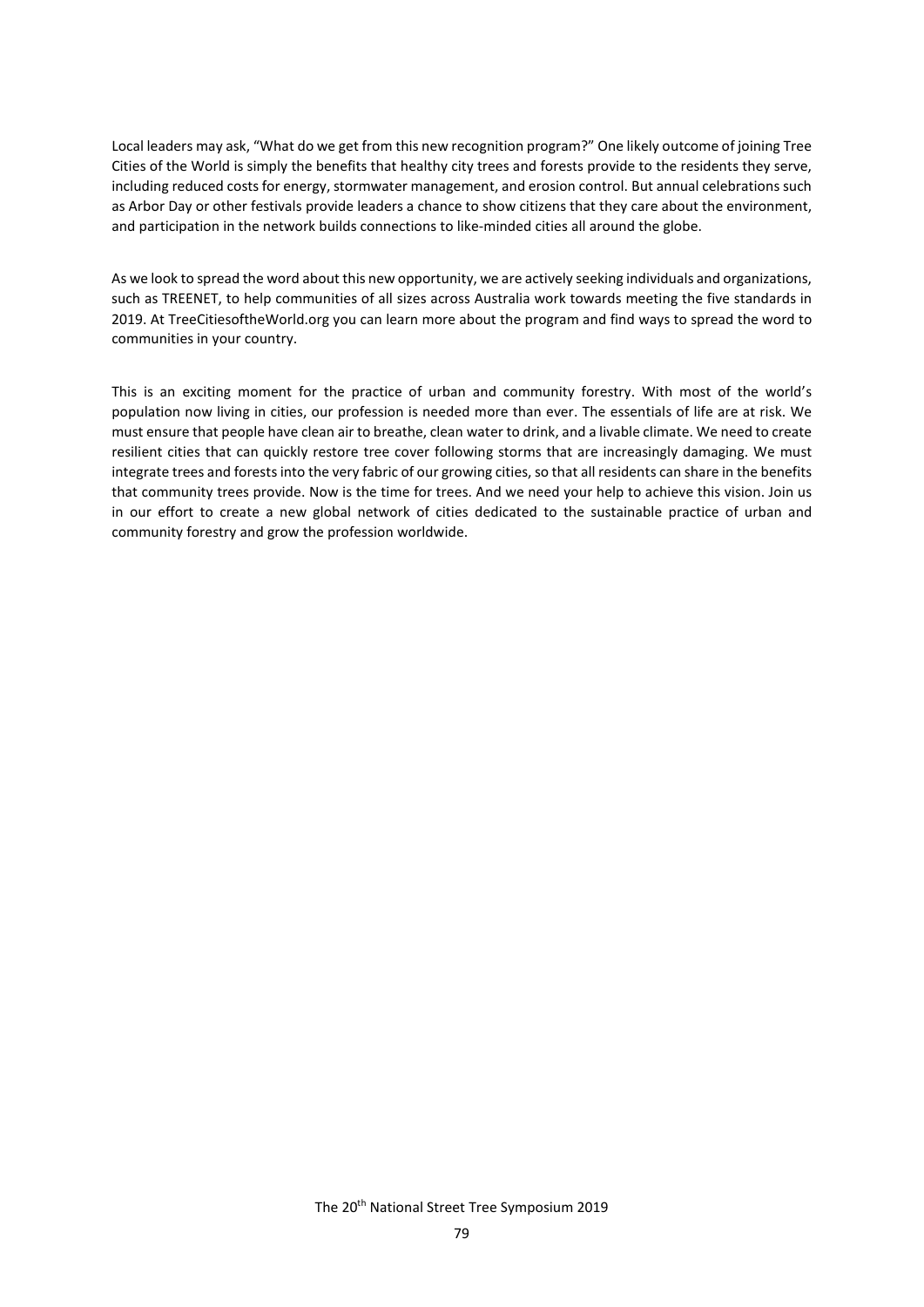Local leaders may ask, "What do we get from this new recognition program?" One likely outcome of joining Tree Cities of the World is simply the benefits that healthy city trees and forests provide to the residents they serve, including reduced costs for energy, stormwater management, and erosion control. But annual celebrations such as Arbor Day or other festivals provide leaders a chance to show citizens that they care about the environment, and participation in the network builds connections to like-minded cities all around the globe.

As we look to spread the word about this new opportunity, we are actively seeking individuals and organizations, such as TREENET, to help communities of all sizes across Australia work towards meeting the five standards in 2019. At TreeCitiesoftheWorld.org you can learn more about the program and find ways to spread the word to communities in your country.

This is an exciting moment for the practice of urban and community forestry. With most of the world's population now living in cities, our profession is needed more than ever. The essentials of life are at risk. We must ensure that people have clean air to breathe, clean water to drink, and a livable climate. We need to create resilient cities that can quickly restore tree cover following storms that are increasingly damaging. We must integrate trees and forests into the very fabric of our growing cities, so that all residents can share in the benefits that community trees provide. Now is the time for trees. And we need your help to achieve this vision. Join us in our effort to create a new global network of cities dedicated to the sustainable practice of urban and community forestry and grow the profession worldwide.